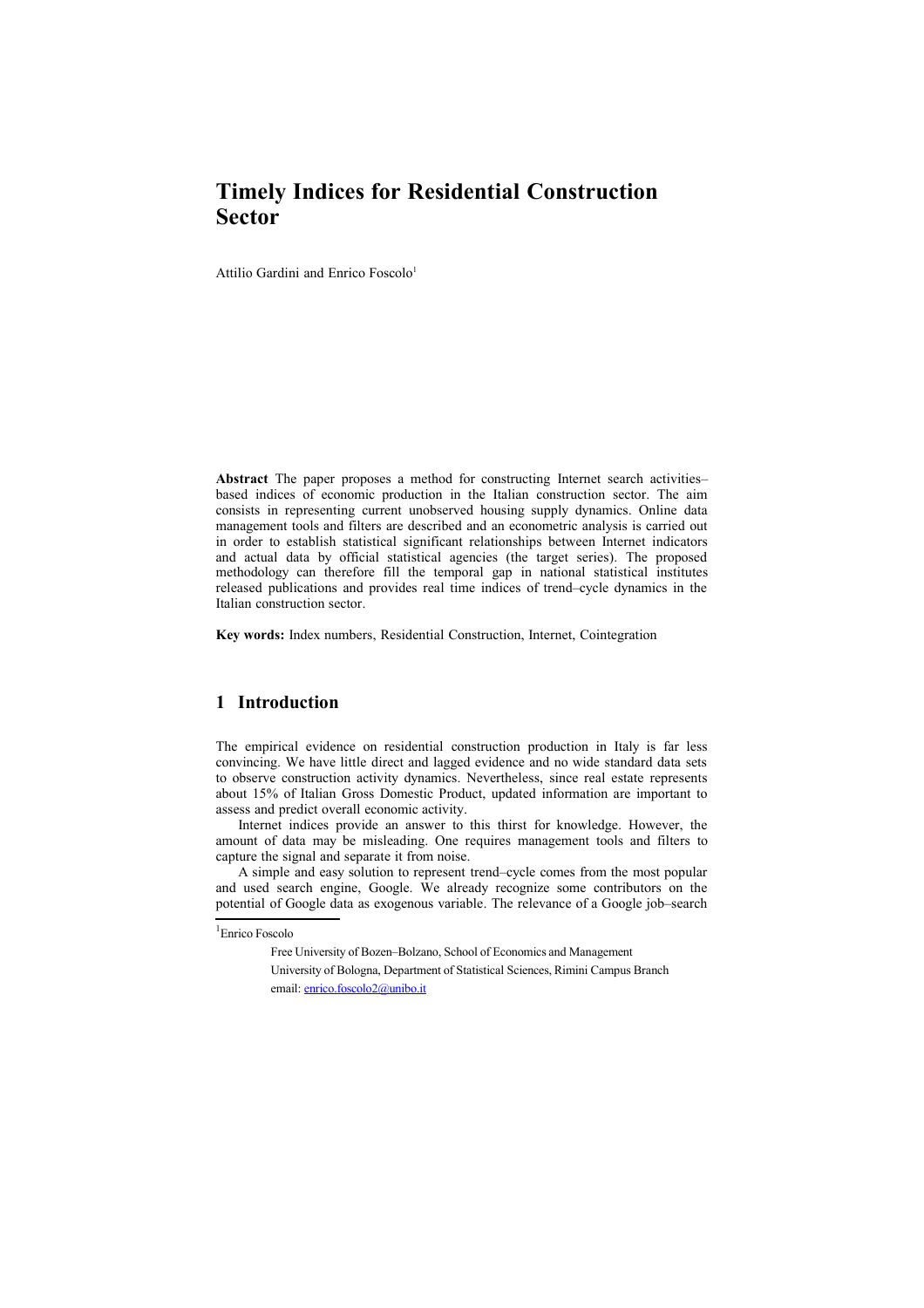# Timely Indices for Residential Construction Sector

Attilio Gardini and Enrico Foscolo[1]

**Abstract** The paper proposes a method for constructing Internet search activities–based indices of economic production in the Italian construction sector. The aim consists in representing current unobserved housing supply dynamics. Online data management tools and filters are described and an econometric analysis is carried out in order to establish statistical significant relationships between Internet indicators and actual data by official statistical agencies (the target series). The proposed methodology can therefore fill the temporal gap in national statistical institutes released publications and provides real time indices of trend–cycle dynamics in the Italian construction sector.

**Key words:** Index numbers, Residential Construction, Internet, Cointegration

## 1 Introduction

The empirical evidence on residential construction production in Italy is far less convincing. We have little direct and lagged evidence and no wide standard data sets to observe construction activity dynamics. Nevertheless, since real estate represents about 15% of Italian Gross Domestic Product, updated information are important to assess and predict overall economic activity.

Internet indices provide an answer to this thirst for knowledge. However, the amount of data may be misleading. One requires management tools and filters to capture the signal and separate it from noise.

A simple and easy solution to represent trend–cycle comes from the most popular and used search engine, Google. We already recognize some contributors on the potential of Google data as exogenous variable. The relevance of a Google job–search

---

[1] Enrico Foscolo

Free University of Bozen–Bolzano, School of Economics and Management

University of Bologna, Department of Statistical Sciences, Rimini Campus Branch

email: enrico.foscolo2@unibo.it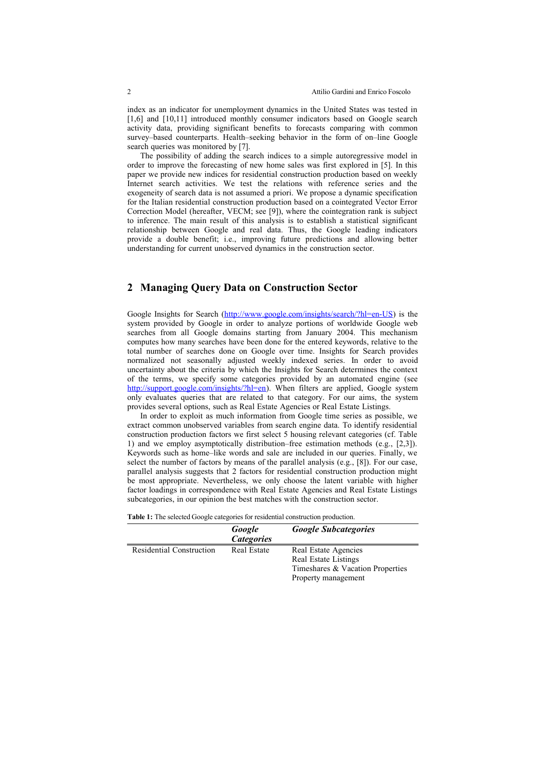index as an indicator for unemployment dynamics in the United States was tested in [1,6] and [10,11] introduced monthly consumer indicators based on Google search activity data, providing significant benefits to forecasts comparing with common survey–based counterparts. Health–seeking behavior in the form of on–line Google search queries was monitored by [7].

The possibility of adding the search indices to a simple autoregressive model in order to improve the forecasting of new home sales was first explored in [5]. In this paper we provide new indices for residential construction production based on weekly Internet search activities. We test the relations with reference series and the exogeneity of search data is not assumed a priori. We propose a dynamic specification for the Italian residential construction production based on a cointegrated Vector Error Correction Model (hereafter, VECM; see [9]), where the cointegration rank is subject to inference. The main result of this analysis is to establish a statistical significant relationship between Google and real data. Thus, the Google leading indicators provide a double benefit; i.e., improving future predictions and allowing better understanding for current unobserved dynamics in the construction sector.

## 2 Managing Query Data on Construction Sector

Google Insights for Search (http://www.google.com/insights/search/?hl=en-US) is the system provided by Google in order to analyze portions of worldwide Google web searches from all Google domains starting from January 2004. This mechanism computes how many searches have been done for the entered keywords, relative to the total number of searches done on Google over time. Insights for Search provides normalized not seasonally adjusted weekly indexed series. In order to avoid uncertainty about the criteria by which the Insights for Search determines the context of the terms, we specify some categories provided by an automated engine (see http://support.google.com/insights/?hl=en). When filters are applied, Google system only evaluates queries that are related to that category. For our aims, the system provides several options, such as Real Estate Agencies or Real Estate Listings.

In order to exploit as much information from Google time series as possible, we extract common unobserved variables from search engine data. To identify residential construction production factors we first select 5 housing relevant categories (cf. Table 1) and we employ asymptotically distribution–free estimation methods (e.g., [2,3]). Keywords such as home–like words and sale are included in our queries. Finally, we select the number of factors by means of the parallel analysis (e.g., [8]). For our case, parallel analysis suggests that 2 factors for residential construction production might be most appropriate. Nevertheless, we only choose the latent variable with higher factor loadings in correspondence with Real Estate Agencies and Real Estate Listings subcategories, in our opinion the best matches with the construction sector.

**Table 1:** The selected Google categories for residential construction production.

| | ***Google Categories*** | ***Google Subcategories*** |
|---|---|---|
| Residential Construction | Real Estate | Real Estate Agencies |
| | | Real Estate Listings |
| | | Timeshares & Vacation Properties |
| | | Property management |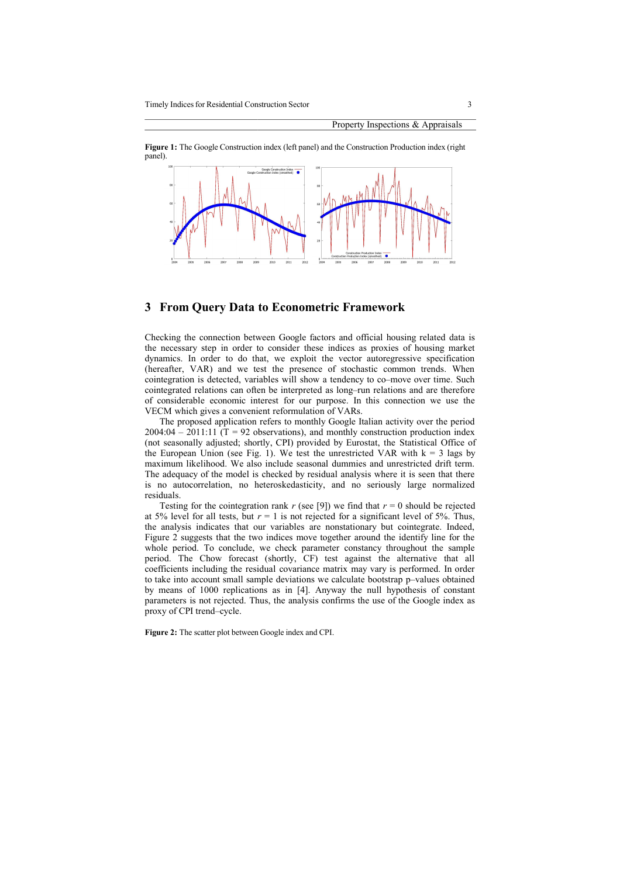Property Inspections & Appraisals

**Figure 1:** The Google Construction index (left panel) and the Construction Production index (right panel).

## 3 From Query Data to Econometric Framework

Checking the connection between Google factors and official housing related data is the necessary step in order to consider these indices as proxies of housing market dynamics. In order to do that, we exploit the vector autoregressive specification (hereafter, VAR) and we test the presence of stochastic common trends. When cointegration is detected, variables will show a tendency to co–move over time. Such cointegrated relations can often be interpreted as long–run relations and are therefore of considerable economic interest for our purpose. In this connection we use the VECM which gives a convenient reformulation of VARs.

The proposed application refers to monthly Google Italian activity over the period 2004:04 – 2011:11 ($T = 92$ observations), and monthly construction production index (not seasonally adjusted; shortly, CPI) provided by Eurostat, the Statistical Office of the European Union (see Fig. 1). We test the unrestricted VAR with $k = 3$ lags by maximum likelihood. We also include seasonal dummies and unrestricted drift term. The adequacy of the model is checked by residual analysis where it is seen that there is no autocorrelation, no heteroskedasticity, and no seriously large normalized residuals.

Testing for the cointegration rank $r$ (see [9]) we find that $r = 0$ should be rejected at 5% level for all tests, but $r = 1$ is not rejected for a significant level of 5%. Thus, the analysis indicates that our variables are nonstationary but cointegrate. Indeed, Figure 2 suggests that the two indices move together around the identify line for the whole period. To conclude, we check parameter constancy throughout the sample period. The Chow forecast (shortly, CF) test against the alternative that all coefficients including the residual covariance matrix may vary is performed. In order to take into account small sample deviations we calculate bootstrap p–values obtained by means of 1000 replications as in [4]. Anyway the null hypothesis of constant parameters is not rejected. Thus, the analysis confirms the use of the Google index as proxy of CPI trend–cycle.

**Figure 2:** The scatter plot between Google index and CPI.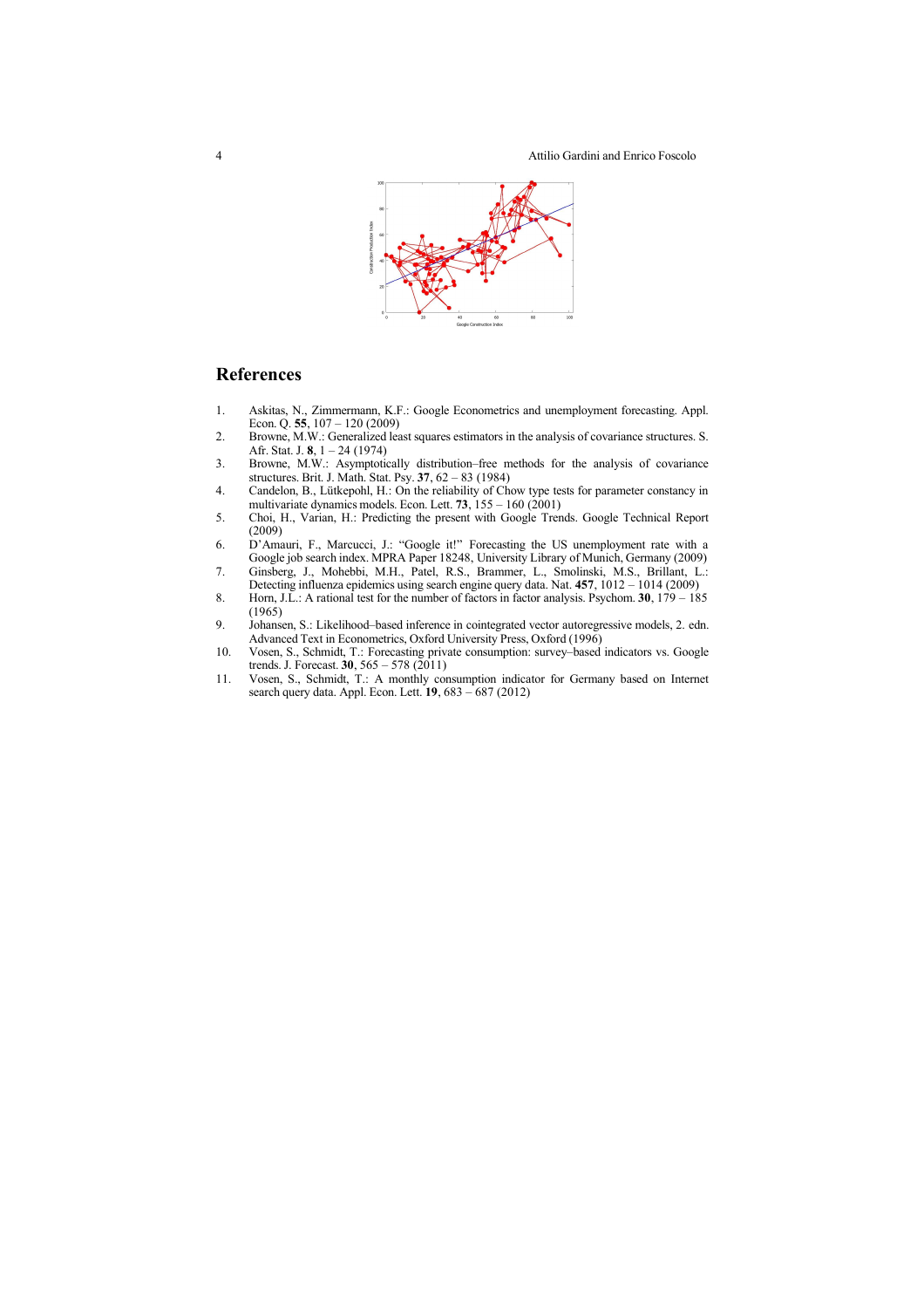Construction Production Index

Google Construction Index

0 20 40 60 80 100

0 20 40 60 80 100

## References

1. Askitas, N., Zimmermann, K.F.: Google Econometrics and unemployment forecasting. Appl. Econ. Q. **55**, 107 – 120 (2009)
2. Browne, M.W.: Generalized least squares estimators in the analysis of covariance structures. S. Afr. Stat. J. **8**, 1 – 24 (1974)
3. Browne, M.W.: Asymptotically distribution–free methods for the analysis of covariance structures. Brit. J. Math. Stat. Psy. **37**, 62 – 83 (1984)
4. Candelon, B., Lütkepohl, H.: On the reliability of Chow type tests for parameter constancy in multivariate dynamics models. Econ. Lett. **73**, 155 – 160 (2001)
5. Choi, H., Varian, H.: Predicting the present with Google Trends. Google Technical Report (2009)
6. D'Amauri, F., Marcucci, J.: "Google it!" Forecasting the US unemployment rate with a Google job search index. MPRA Paper 18248, University Library of Munich, Germany (2009)
7. Ginsberg, J., Mohebbi, M.H., Patel, R.S., Brammer, L., Smolinski, M.S., Brillant, L.: Detecting influenza epidemics using search engine query data. Nat. **457**, 1012 – 1014 (2009)
8. Horn, J.L.: A rational test for the number of factors in factor analysis. Psychom. **30**, 179 – 185 (1965)
9. Johansen, S.: Likelihood–based inference in cointegrated vector autoregressive models, 2. edn. Advanced Text in Econometrics, Oxford University Press, Oxford (1996)
10. Vosen, S., Schmidt, T.: Forecasting private consumption: survey–based indicators vs. Google trends. J. Forecast. **30**, 565 – 578 (2011)
11. Vosen, S., Schmidt, T.: A monthly consumption indicator for Germany based on Internet search query data. Appl. Econ. Lett. **19**, 683 – 687 (2012)